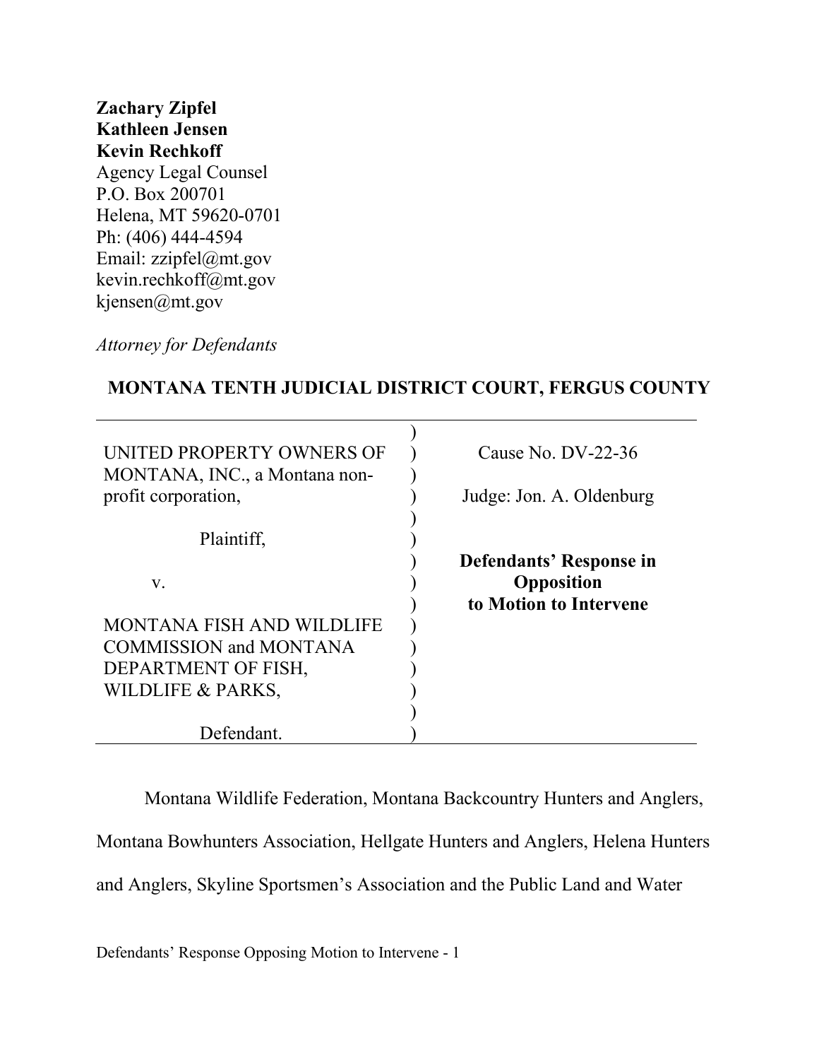**Zachary Zipfel**  
**Kathleen Jensen**  
**Kevin Rechkoff**  
Agency Legal Counsel  
P.O. Box 200701  
Helena, MT 59620-0701  
Ph: (406) 444-4594  
Email: zzipfel@mt.gov  
kevin.rechkoff@mt.gov  
kjensen@mt.gov

*Attorney for Defendants*

**MONTANA TENTH JUDICIAL DISTRICT COURT, FERGUS COUNTY**

| | |
|---|---|
| UNITED PROPERTY OWNERS OF MONTANA, INC., a Montana non-profit corporation,<br><br>Plaintiff,<br><br>v.<br><br>MONTANA FISH AND WILDLIFE COMMISSION and MONTANA DEPARTMENT OF FISH, WILDLIFE & PARKS,<br><br>Defendant. | Cause No. DV-22-36<br><br>Judge: Jon. A. Oldenburg<br><br>**Defendants' Response in Opposition to Motion to Intervene** |

Montana Wildlife Federation, Montana Backcountry Hunters and Anglers, Montana Bowhunters Association, Hellgate Hunters and Anglers, Helena Hunters and Anglers, Skyline Sportsmen's Association and the Public Land and Water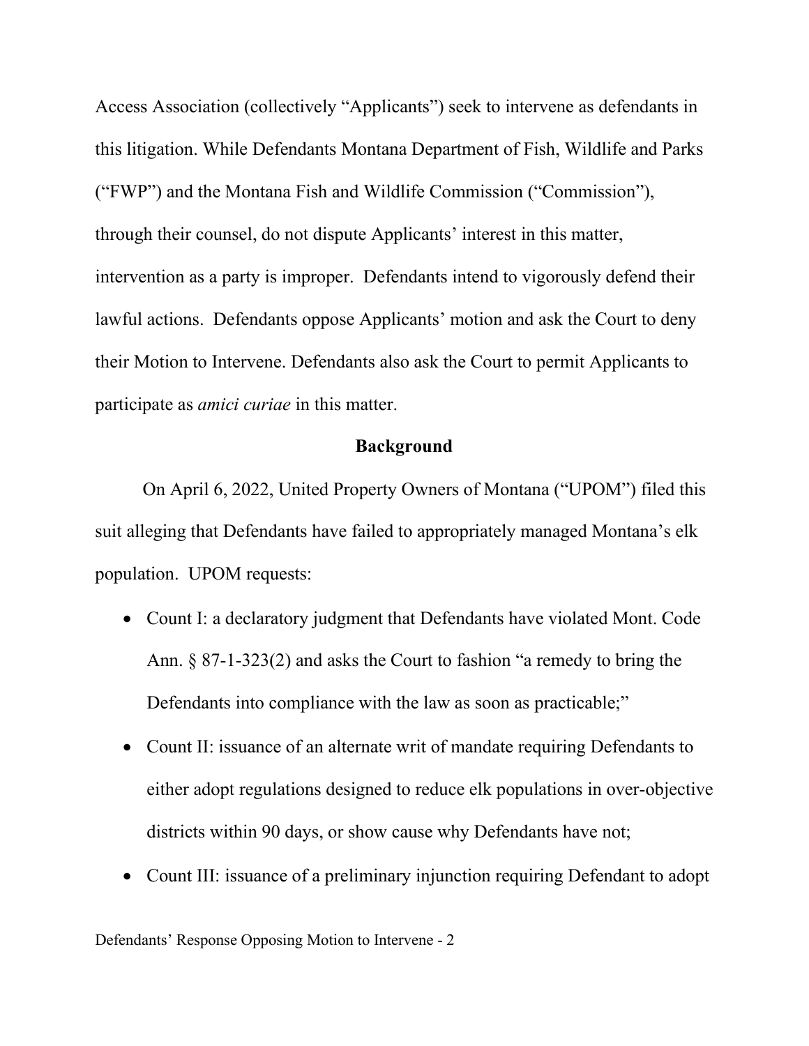Access Association (collectively "Applicants") seek to intervene as defendants in this litigation. While Defendants Montana Department of Fish, Wildlife and Parks ("FWP") and the Montana Fish and Wildlife Commission ("Commission"), through their counsel, do not dispute Applicants' interest in this matter, intervention as a party is improper. Defendants intend to vigorously defend their lawful actions. Defendants oppose Applicants' motion and ask the Court to deny their Motion to Intervene. Defendants also ask the Court to permit Applicants to participate as *amici curiae* in this matter.

## Background

On April 6, 2022, United Property Owners of Montana ("UPOM") filed this suit alleging that Defendants have failed to appropriately managed Montana's elk population. UPOM requests:

- Count I: a declaratory judgment that Defendants have violated Mont. Code Ann. § 87-1-323(2) and asks the Court to fashion "a remedy to bring the Defendants into compliance with the law as soon as practicable;"
- Count II: issuance of an alternate writ of mandate requiring Defendants to either adopt regulations designed to reduce elk populations in over-objective districts within 90 days, or show cause why Defendants have not;
- Count III: issuance of a preliminary injunction requiring Defendant to adopt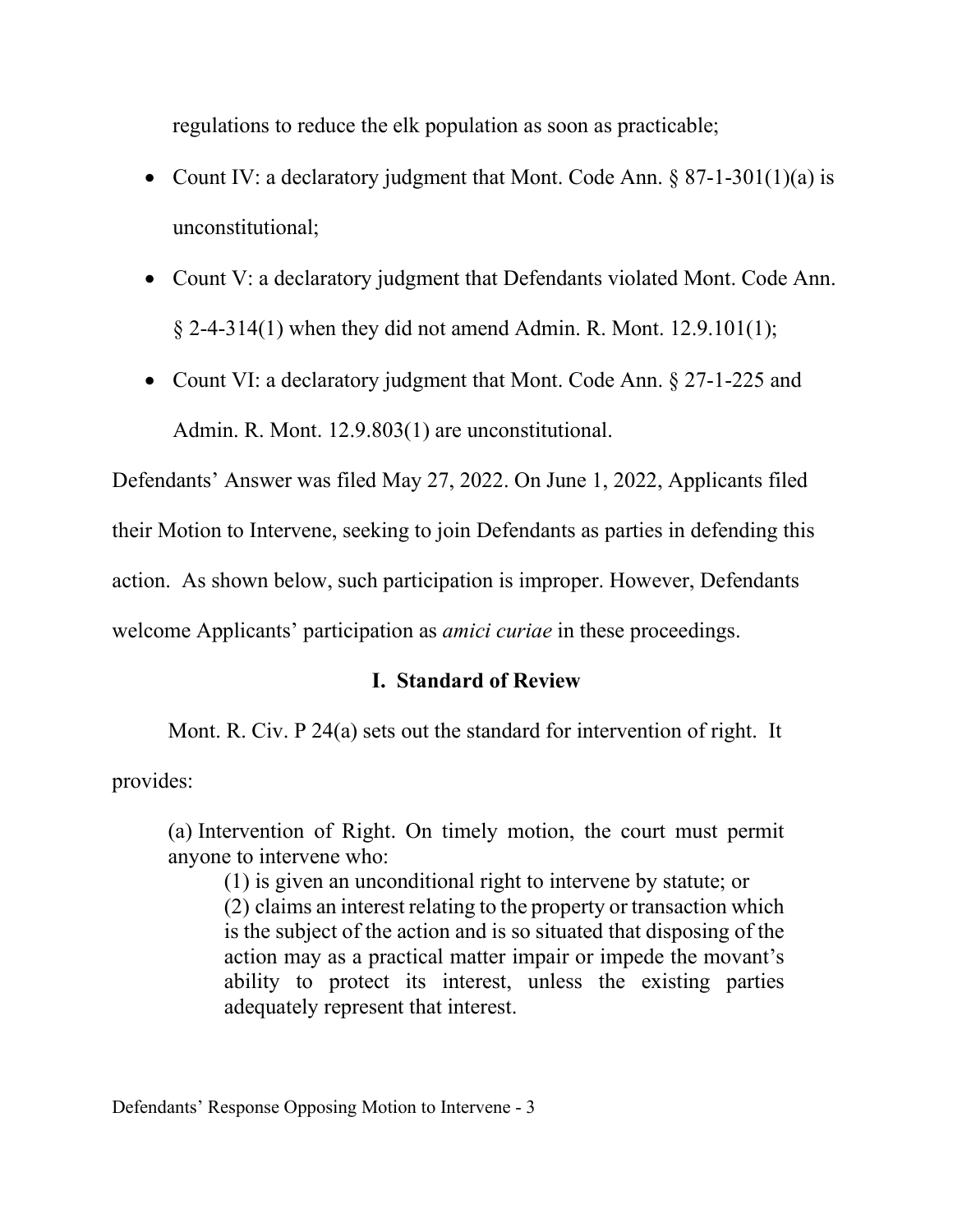regulations to reduce the elk population as soon as practicable;

- Count IV: a declaratory judgment that Mont. Code Ann. § 87-1-301(1)(a) is unconstitutional;
- Count V: a declaratory judgment that Defendants violated Mont. Code Ann. § 2-4-314(1) when they did not amend Admin. R. Mont. 12.9.101(1);
- Count VI: a declaratory judgment that Mont. Code Ann. § 27-1-225 and Admin. R. Mont. 12.9.803(1) are unconstitutional.

Defendants' Answer was filed May 27, 2022. On June 1, 2022, Applicants filed their Motion to Intervene, seeking to join Defendants as parties in defending this action. As shown below, such participation is improper. However, Defendants welcome Applicants' participation as *amici curiae* in these proceedings.

## I. Standard of Review

Mont. R. Civ. P 24(a) sets out the standard for intervention of right. It provides:

> (a) Intervention of Right. On timely motion, the court must permit anyone to intervene who:
>
> > (1) is given an unconditional right to intervene by statute; or
> > (2) claims an interest relating to the property or transaction which is the subject of the action and is so situated that disposing of the action may as a practical matter impair or impede the movant's ability to protect its interest, unless the existing parties adequately represent that interest.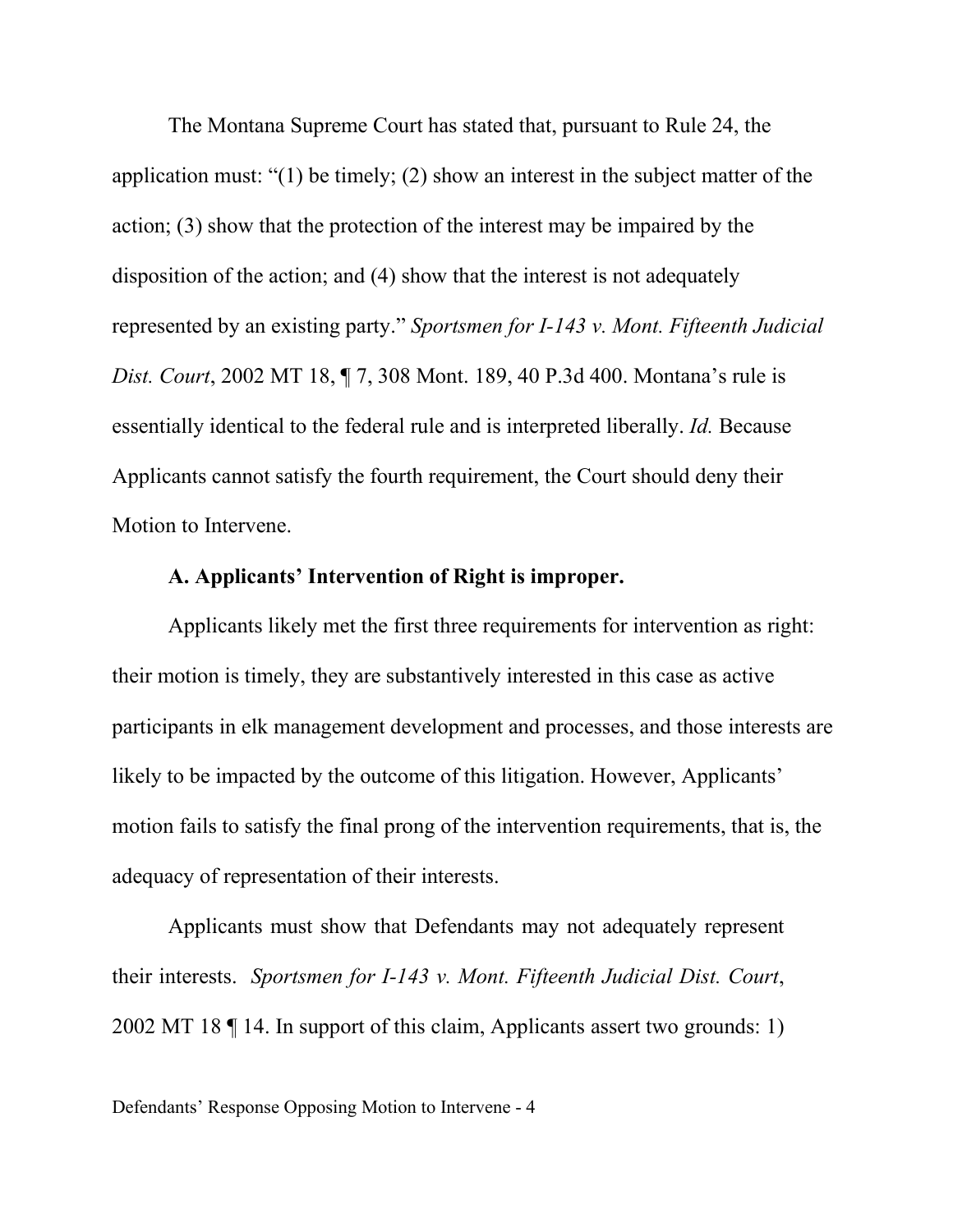The Montana Supreme Court has stated that, pursuant to Rule 24, the application must: "(1) be timely; (2) show an interest in the subject matter of the action; (3) show that the protection of the interest may be impaired by the disposition of the action; and (4) show that the interest is not adequately represented by an existing party." *Sportsmen for I-143 v. Mont. Fifteenth Judicial Dist. Court*, 2002 MT 18, ¶ 7, 308 Mont. 189, 40 P.3d 400. Montana's rule is essentially identical to the federal rule and is interpreted liberally. *Id.* Because Applicants cannot satisfy the fourth requirement, the Court should deny their Motion to Intervene.

**A. Applicants' Intervention of Right is improper.**

Applicants likely met the first three requirements for intervention as right: their motion is timely, they are substantively interested in this case as active participants in elk management development and processes, and those interests are likely to be impacted by the outcome of this litigation. However, Applicants' motion fails to satisfy the final prong of the intervention requirements, that is, the adequacy of representation of their interests.

Applicants must show that Defendants may not adequately represent their interests. *Sportsmen for I-143 v. Mont. Fifteenth Judicial Dist. Court*, 2002 MT 18 ¶ 14. In support of this claim, Applicants assert two grounds: 1)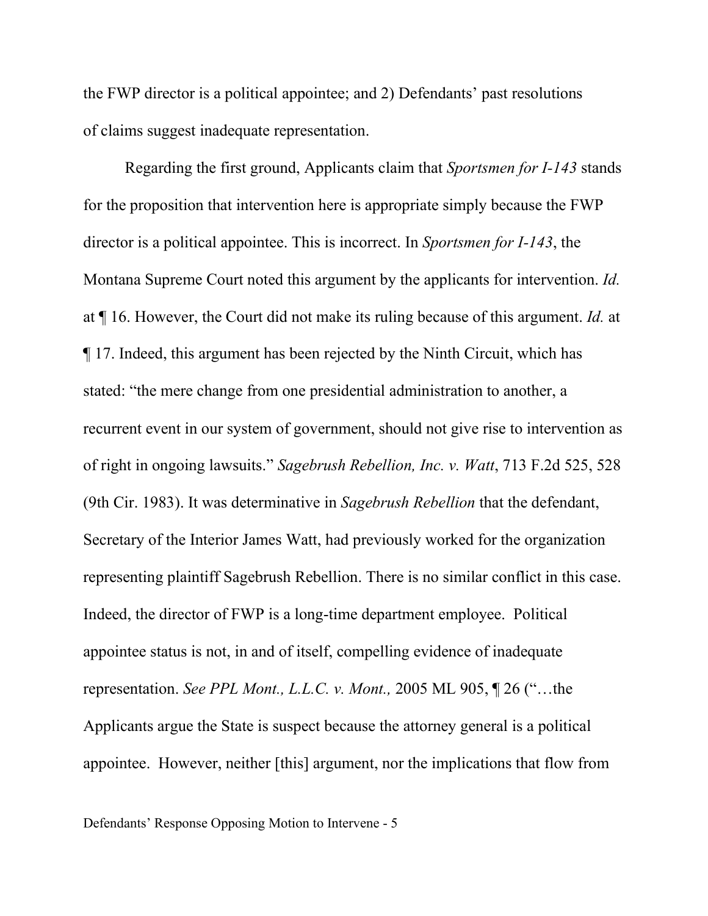the FWP director is a political appointee; and 2) Defendants' past resolutions of claims suggest inadequate representation.

Regarding the first ground, Applicants claim that *Sportsmen for I-143* stands for the proposition that intervention here is appropriate simply because the FWP director is a political appointee. This is incorrect. In *Sportsmen for I-143*, the Montana Supreme Court noted this argument by the applicants for intervention. *Id.* at ¶ 16. However, the Court did not make its ruling because of this argument. *Id.* at ¶ 17. Indeed, this argument has been rejected by the Ninth Circuit, which has stated: "the mere change from one presidential administration to another, a recurrent event in our system of government, should not give rise to intervention as of right in ongoing lawsuits." *Sagebrush Rebellion, Inc. v. Watt*, 713 F.2d 525, 528 (9th Cir. 1983). It was determinative in *Sagebrush Rebellion* that the defendant, Secretary of the Interior James Watt, had previously worked for the organization representing plaintiff Sagebrush Rebellion. There is no similar conflict in this case. Indeed, the director of FWP is a long-time department employee. Political appointee status is not, in and of itself, compelling evidence of inadequate representation. *See PPL Mont., L.L.C. v. Mont.,* 2005 ML 905, ¶ 26 ("…the Applicants argue the State is suspect because the attorney general is a political appointee. However, neither [this] argument, nor the implications that flow from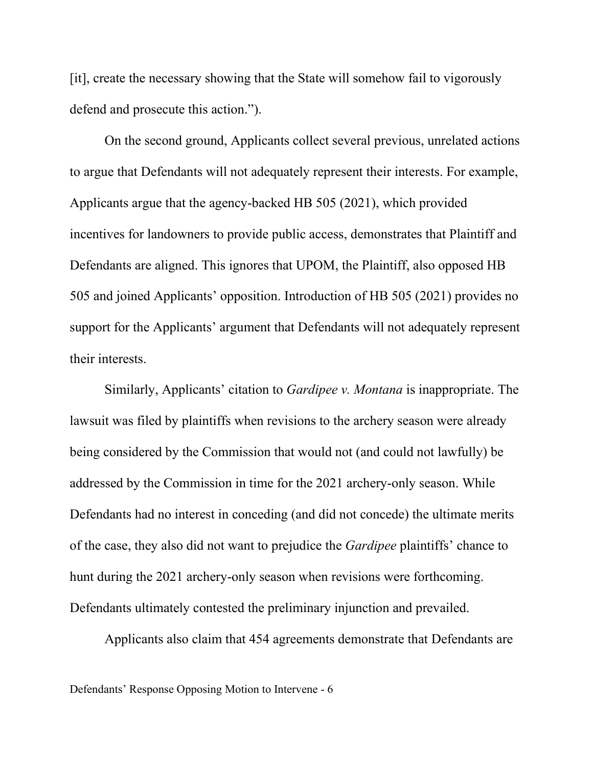[it], create the necessary showing that the State will somehow fail to vigorously defend and prosecute this action.").

On the second ground, Applicants collect several previous, unrelated actions to argue that Defendants will not adequately represent their interests. For example, Applicants argue that the agency-backed HB 505 (2021), which provided incentives for landowners to provide public access, demonstrates that Plaintiff and Defendants are aligned. This ignores that UPOM, the Plaintiff, also opposed HB 505 and joined Applicants' opposition. Introduction of HB 505 (2021) provides no support for the Applicants' argument that Defendants will not adequately represent their interests.

Similarly, Applicants' citation to *Gardipee v. Montana* is inappropriate. The lawsuit was filed by plaintiffs when revisions to the archery season were already being considered by the Commission that would not (and could not lawfully) be addressed by the Commission in time for the 2021 archery-only season. While Defendants had no interest in conceding (and did not concede) the ultimate merits of the case, they also did not want to prejudice the *Gardipee* plaintiffs' chance to hunt during the 2021 archery-only season when revisions were forthcoming. Defendants ultimately contested the preliminary injunction and prevailed.

Applicants also claim that 454 agreements demonstrate that Defendants are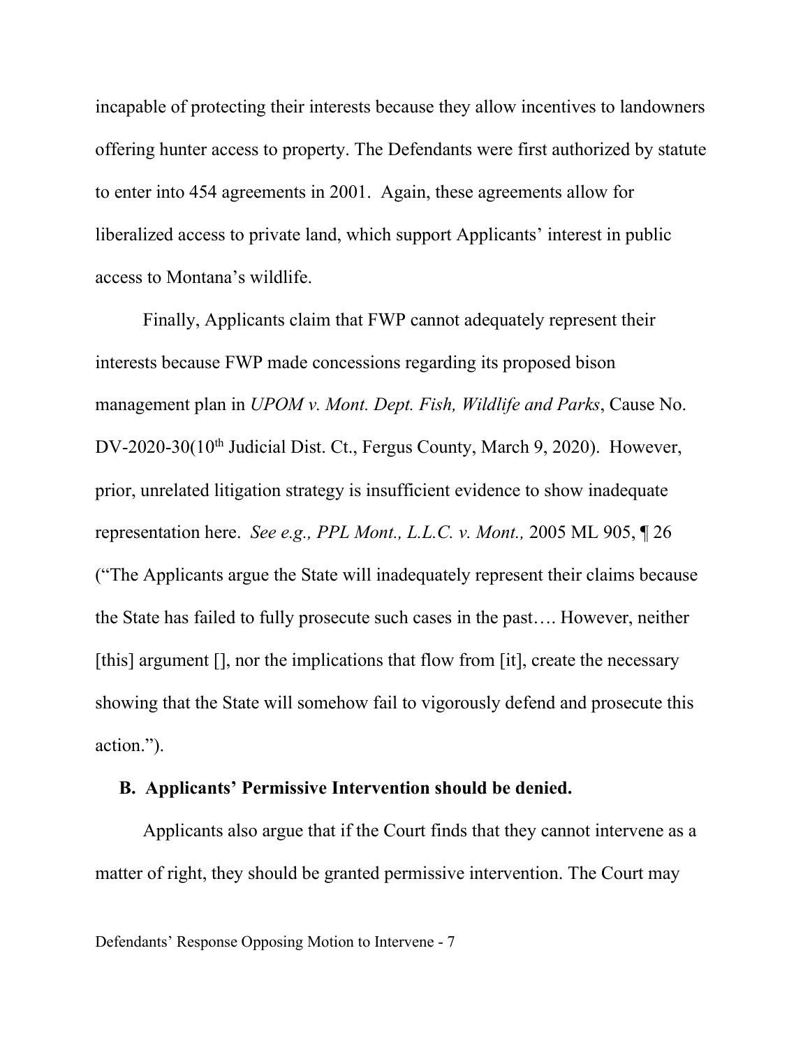incapable of protecting their interests because they allow incentives to landowners offering hunter access to property. The Defendants were first authorized by statute to enter into 454 agreements in 2001. Again, these agreements allow for liberalized access to private land, which support Applicants' interest in public access to Montana's wildlife.

Finally, Applicants claim that FWP cannot adequately represent their interests because FWP made concessions regarding its proposed bison management plan in *UPOM v. Mont. Dept. Fish, Wildlife and Parks*, Cause No. DV-2020-30(10th Judicial Dist. Ct., Fergus County, March 9, 2020). However, prior, unrelated litigation strategy is insufficient evidence to show inadequate representation here. *See e.g., PPL Mont., L.L.C. v. Mont.,* 2005 ML 905, ¶ 26 ("The Applicants argue the State will inadequately represent their claims because the State has failed to fully prosecute such cases in the past…. However, neither [this] argument [], nor the implications that flow from [it], create the necessary showing that the State will somehow fail to vigorously defend and prosecute this action.").

### B. Applicants' Permissive Intervention should be denied.

Applicants also argue that if the Court finds that they cannot intervene as a matter of right, they should be granted permissive intervention. The Court may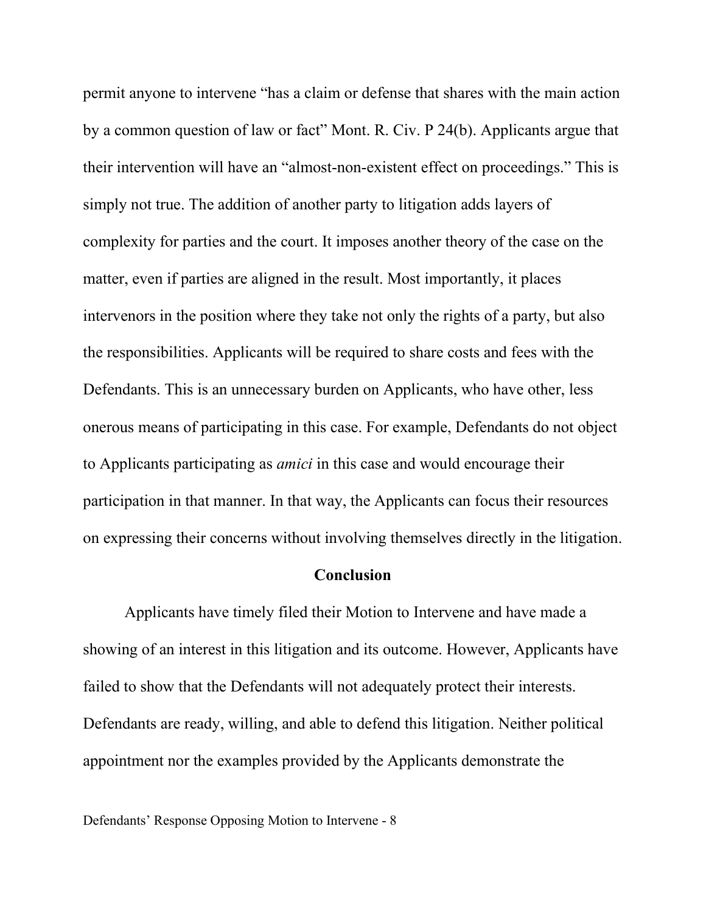permit anyone to intervene "has a claim or defense that shares with the main action by a common question of law or fact" Mont. R. Civ. P 24(b). Applicants argue that their intervention will have an "almost-non-existent effect on proceedings." This is simply not true. The addition of another party to litigation adds layers of complexity for parties and the court. It imposes another theory of the case on the matter, even if parties are aligned in the result. Most importantly, it places intervenors in the position where they take not only the rights of a party, but also the responsibilities. Applicants will be required to share costs and fees with the Defendants. This is an unnecessary burden on Applicants, who have other, less onerous means of participating in this case. For example, Defendants do not object to Applicants participating as *amici* in this case and would encourage their participation in that manner. In that way, the Applicants can focus their resources on expressing their concerns without involving themselves directly in the litigation.

## Conclusion

Applicants have timely filed their Motion to Intervene and have made a showing of an interest in this litigation and its outcome. However, Applicants have failed to show that the Defendants will not adequately protect their interests. Defendants are ready, willing, and able to defend this litigation. Neither political appointment nor the examples provided by the Applicants demonstrate the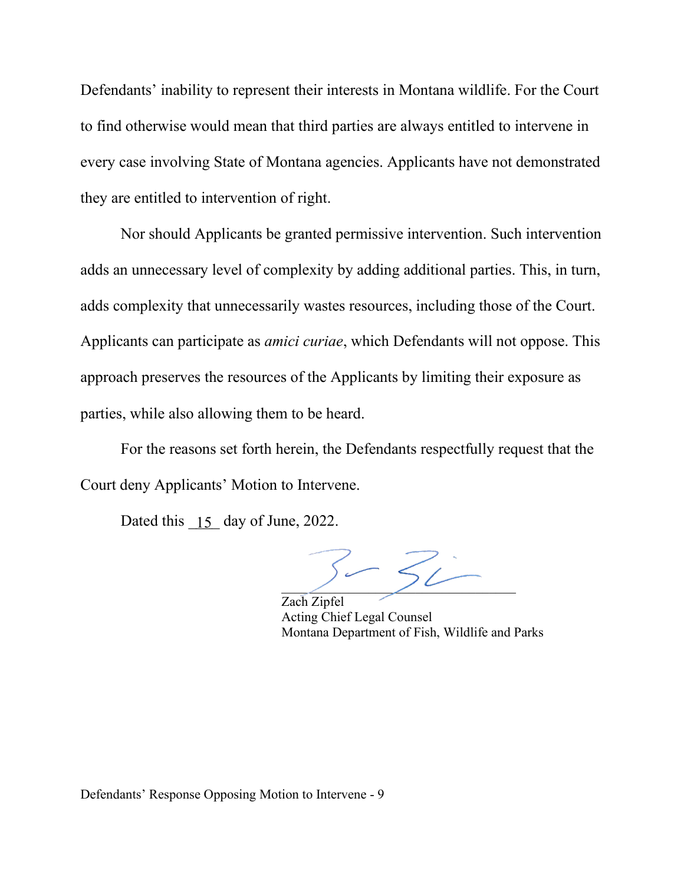Defendants' inability to represent their interests in Montana wildlife. For the Court to find otherwise would mean that third parties are always entitled to intervene in every case involving State of Montana agencies. Applicants have not demonstrated they are entitled to intervention of right.

Nor should Applicants be granted permissive intervention. Such intervention adds an unnecessary level of complexity by adding additional parties. This, in turn, adds complexity that unnecessarily wastes resources, including those of the Court. Applicants can participate as *amici curiae*, which Defendants will not oppose. This approach preserves the resources of the Applicants by limiting their exposure as parties, while also allowing them to be heard.

For the reasons set forth herein, the Defendants respectfully request that the Court deny Applicants' Motion to Intervene.

Dated this 15 day of June, 2022.

Zach Zipfel
Acting Chief Legal Counsel
Montana Department of Fish, Wildlife and Parks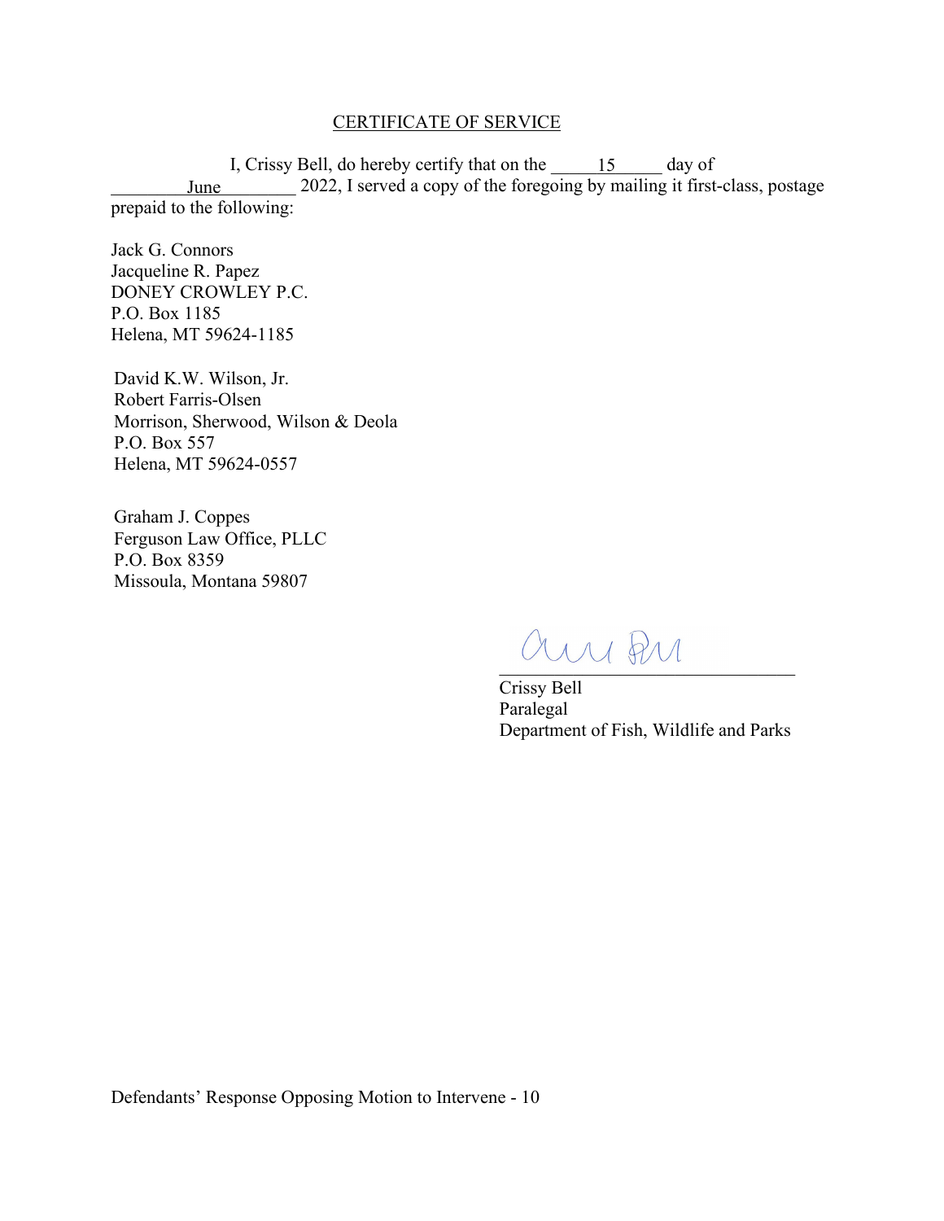## CERTIFICATE OF SERVICE

I, Crissy Bell, do hereby certify that on the 15 day of June 2022, I served a copy of the foregoing by mailing it first-class, postage prepaid to the following:

Jack G. Connors  
Jacqueline R. Papez  
DONEY CROWLEY P.C.  
P.O. Box 1185  
Helena, MT 59624-1185

David K.W. Wilson, Jr.  
Robert Farris-Olsen  
Morrison, Sherwood, Wilson & Deola  
P.O. Box 557  
Helena, MT 59624-0557

Graham J. Coppes  
Ferguson Law Office, PLLC  
P.O. Box 8359  
Missoula, Montana 59807

Crissy Bell  
Paralegal  
Department of Fish, Wildlife and Parks

Defendants' Response Opposing Motion to Intervene - 10